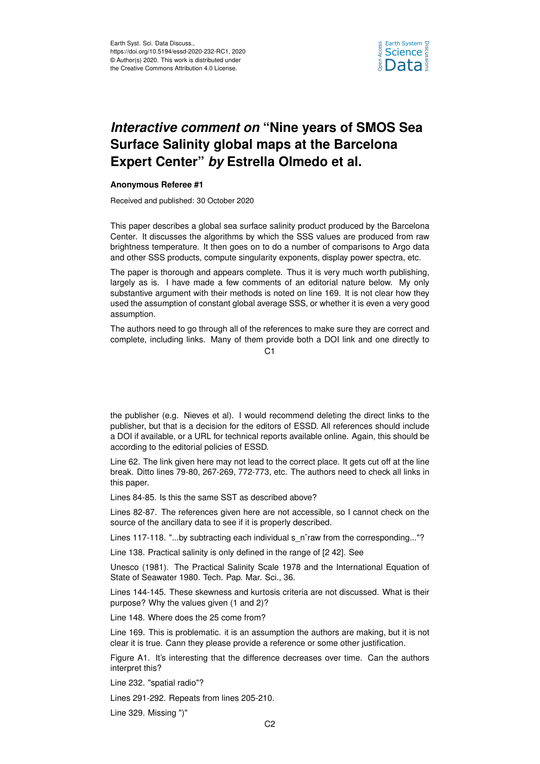# *Interactive comment on* "Nine years of SMOS Sea Surface Salinity global maps at the Barcelona Expert Center" *by* Estrella Olmedo et al.

**Anonymous Referee #1**

Received and published: 30 October 2020

This paper describes a global sea surface salinity product produced by the Barcelona Center. It discusses the algorithms by which the SSS values are produced from raw brightness temperature. It then goes on to do a number of comparisons to Argo data and other SSS products, compute singularity exponents, display power spectra, etc.

The paper is thorough and appears complete. Thus it is very much worth publishing, largely as is. I have made a few comments of an editorial nature below. My only substantive argument with their methods is noted on line 169. It is not clear how they used the assumption of constant global average SSS, or whether it is even a very good assumption.

The authors need to go through all of the references to make sure they are correct and complete, including links. Many of them provide both a DOI link and one directly to the publisher (e.g. Nieves et al). I would recommend deleting the direct links to the publisher, but that is a decision for the editors of ESSD. All references should include a DOI if available, or a URL for technical reports available online. Again, this should be according to the editorial policies of ESSD.

Line 62. The link given here may not lead to the correct place. It gets cut off at the line break. Ditto lines 79-80, 267-269, 772-773, etc. The authors need to check all links in this paper.

Lines 84-85. Is this the same SST as described above?

Lines 82-87. The references given here are not accessible, so I cannot check on the source of the ancillary data to see if it is properly described.

Lines 117-118. "...by subtracting each individual s_nˆraw from the corresponding..."?

Line 138. Practical salinity is only defined in the range of [2 42]. See

Unesco (1981). The Practical Salinity Scale 1978 and the International Equation of State of Seawater 1980. Tech. Pap. Mar. Sci., 36.

Lines 144-145. These skewness and kurtosis criteria are not discussed. What is their purpose? Why the values given (1 and 2)?

Line 148. Where does the 25 come from?

Line 169. This is problematic. it is an assumption the authors are making, but it is not clear it is true. Cann they please provide a reference or some other justification.

Figure A1. It's interesting that the difference decreases over time. Can the authors interpret this?

Line 232. "spatial radio"?

Lines 291-292. Repeats from lines 205-210.

Line 329. Missing ")"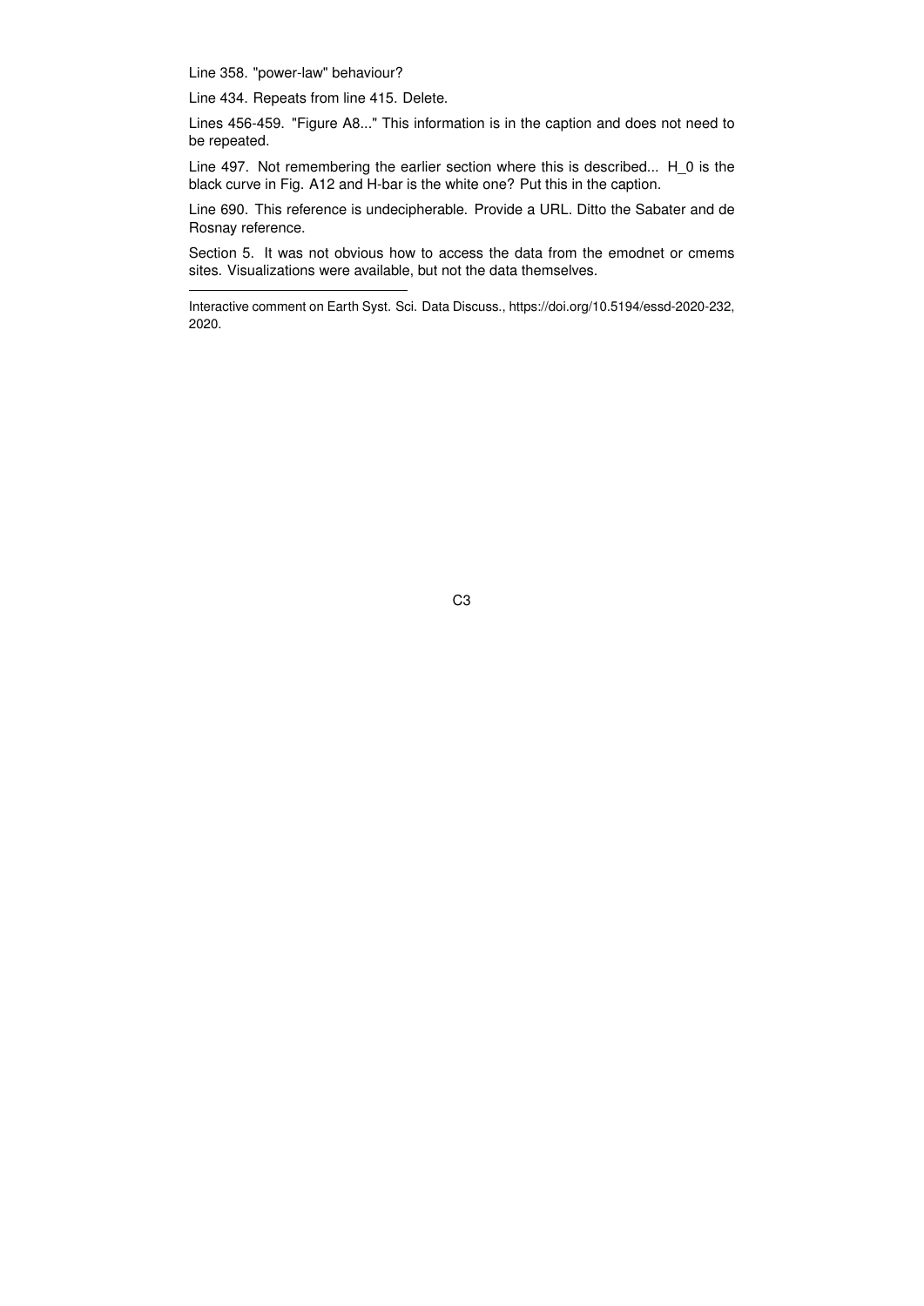Line 358. "power-law" behaviour?

Line 434. Repeats from line 415. Delete.

Lines 456-459. "Figure A8..." This information is in the caption and does not need to be repeated.

Line 497. Not remembering the earlier section where this is described... $H_0$ is the black curve in Fig. A12 and H-bar is the white one? Put this in the caption.

Line 690. This reference is undecipherable. Provide a URL. Ditto the Sabater and de Rosnay reference.

Section 5. It was not obvious how to access the data from the emodnet or cmems sites. Visualizations were available, but not the data themselves.

---

Interactive comment on Earth Syst. Sci. Data Discuss., https://doi.org/10.5194/essd-2020-232, 2020.